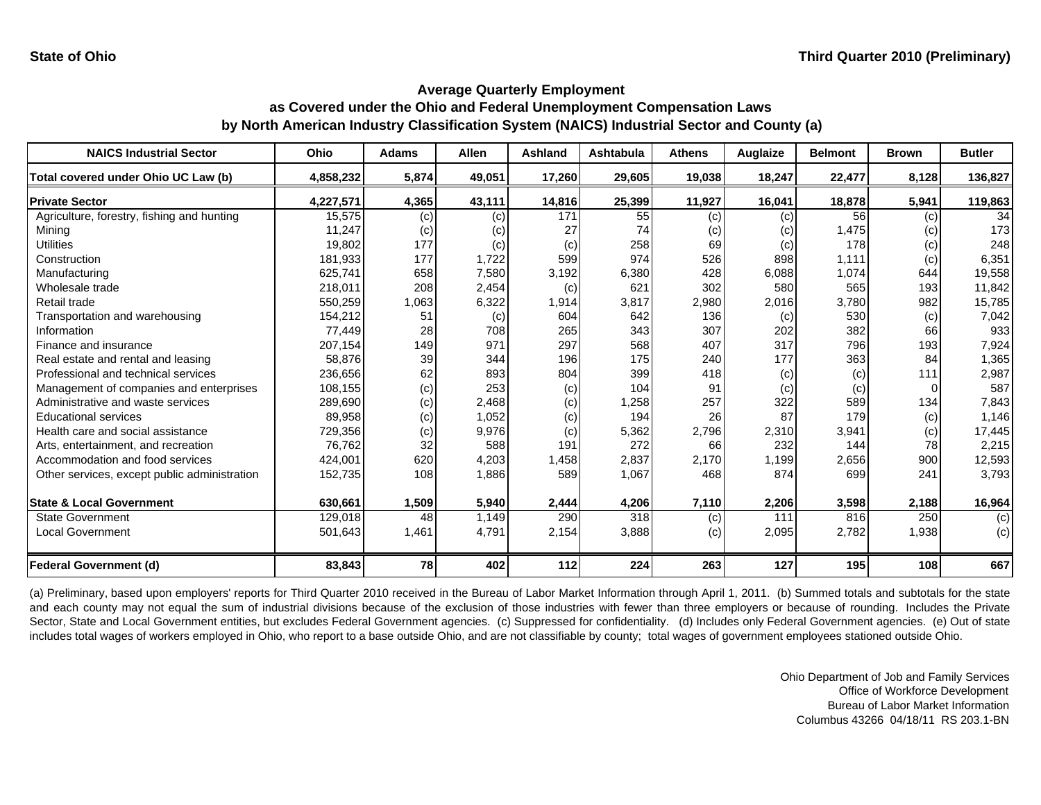State of Ohio

Third Quarter 2010 (Preliminary)

## Average Quarterly Employment as Covered under the Ohio and Federal Unemployment Compensation Laws by North American Industry Classification System (NAICS) Industrial Sector and County (a)

| NAICS Industrial Sector | Ohio | Adams | Allen | Ashland | Ashtabula | Athens | Auglaize | Belmont | Brown | Butler |
|---|---|---|---|---|---|---|---|---|---|---|
| **Total covered under Ohio UC Law (b)** | **4,858,232** | **5,874** | **49,051** | **17,260** | **29,605** | **19,038** | **18,247** | **22,477** | **8,128** | **136,827** |
| **Private Sector** | **4,227,571** | **4,365** | **43,111** | **14,816** | **25,399** | **11,927** | **16,041** | **18,878** | **5,941** | **119,863** |
| Agriculture, forestry, fishing and hunting | 15,575 | (c) | (c) | 171 | 55 | (c) | (c) | 56 | (c) | 34 |
| Mining | 11,247 | (c) | (c) | 27 | 74 | (c) | (c) | 1,475 | (c) | 173 |
| Utilities | 19,802 | 177 | (c) | (c) | 258 | 69 | (c) | 178 | (c) | 248 |
| Construction | 181,933 | 177 | 1,722 | 599 | 974 | 526 | 898 | 1,111 | (c) | 6,351 |
| Manufacturing | 625,741 | 658 | 7,580 | 3,192 | 6,380 | 428 | 6,088 | 1,074 | 644 | 19,558 |
| Wholesale trade | 218,011 | 208 | 2,454 | (c) | 621 | 302 | 580 | 565 | 193 | 11,842 |
| Retail trade | 550,259 | 1,063 | 6,322 | 1,914 | 3,817 | 2,980 | 2,016 | 3,780 | 982 | 15,785 |
| Transportation and warehousing | 154,212 | 51 | (c) | 604 | 642 | 136 | (c) | 530 | (c) | 7,042 |
| Information | 77,449 | 28 | 708 | 265 | 343 | 307 | 202 | 382 | 66 | 933 |
| Finance and insurance | 207,154 | 149 | 971 | 297 | 568 | 407 | 317 | 796 | 193 | 7,924 |
| Real estate and rental and leasing | 58,876 | 39 | 344 | 196 | 175 | 240 | 177 | 363 | 84 | 1,365 |
| Professional and technical services | 236,656 | 62 | 893 | 804 | 399 | 418 | (c) | (c) | 111 | 2,987 |
| Management of companies and enterprises | 108,155 | (c) | 253 | (c) | 104 | 91 | (c) | (c) | 0 | 587 |
| Administrative and waste services | 289,690 | (c) | 2,468 | (c) | 1,258 | 257 | 322 | 589 | 134 | 7,843 |
| Educational services | 89,958 | (c) | 1,052 | (c) | 194 | 26 | 87 | 179 | (c) | 1,146 |
| Health care and social assistance | 729,356 | (c) | 9,976 | (c) | 5,362 | 2,796 | 2,310 | 3,941 | (c) | 17,445 |
| Arts, entertainment, and recreation | 76,762 | 32 | 588 | 191 | 272 | 66 | 232 | 144 | 78 | 2,215 |
| Accommodation and food services | 424,001 | 620 | 4,203 | 1,458 | 2,837 | 2,170 | 1,199 | 2,656 | 900 | 12,593 |
| Other services, except public administration | 152,735 | 108 | 1,886 | 589 | 1,067 | 468 | 874 | 699 | 241 | 3,793 |
| **State & Local Government** | **630,661** | **1,509** | **5,940** | **2,444** | **4,206** | **7,110** | **2,206** | **3,598** | **2,188** | **16,964** |
| State Government | 129,018 | 48 | 1,149 | 290 | 318 | (c) | 111 | 816 | 250 | (c) |
| Local Government | 501,643 | 1,461 | 4,791 | 2,154 | 3,888 | (c) | 2,095 | 2,782 | 1,938 | (c) |
| **Federal Government (d)** | **83,843** | **78** | **402** | **112** | **224** | **263** | **127** | **195** | **108** | **667** |

(a) Preliminary, based upon employers' reports for Third Quarter 2010 received in the Bureau of Labor Market Information through April 1, 2011. (b) Summed totals and subtotals for the state and each county may not equal the sum of industrial divisions because of the exclusion of those industries with fewer than three employers or because of rounding. Includes the Private Sector, State and Local Government entities, but excludes Federal Government agencies. (c) Suppressed for confidentiality. (d) Includes only Federal Government agencies. (e) Out of state includes total wages of workers employed in Ohio, who report to a base outside Ohio, and are not classifiable by county; total wages of government employees stationed outside Ohio.

Ohio Department of Job and Family Services
Office of Workforce Development
Bureau of Labor Market Information
Columbus 43266 04/18/11 RS 203.1-BN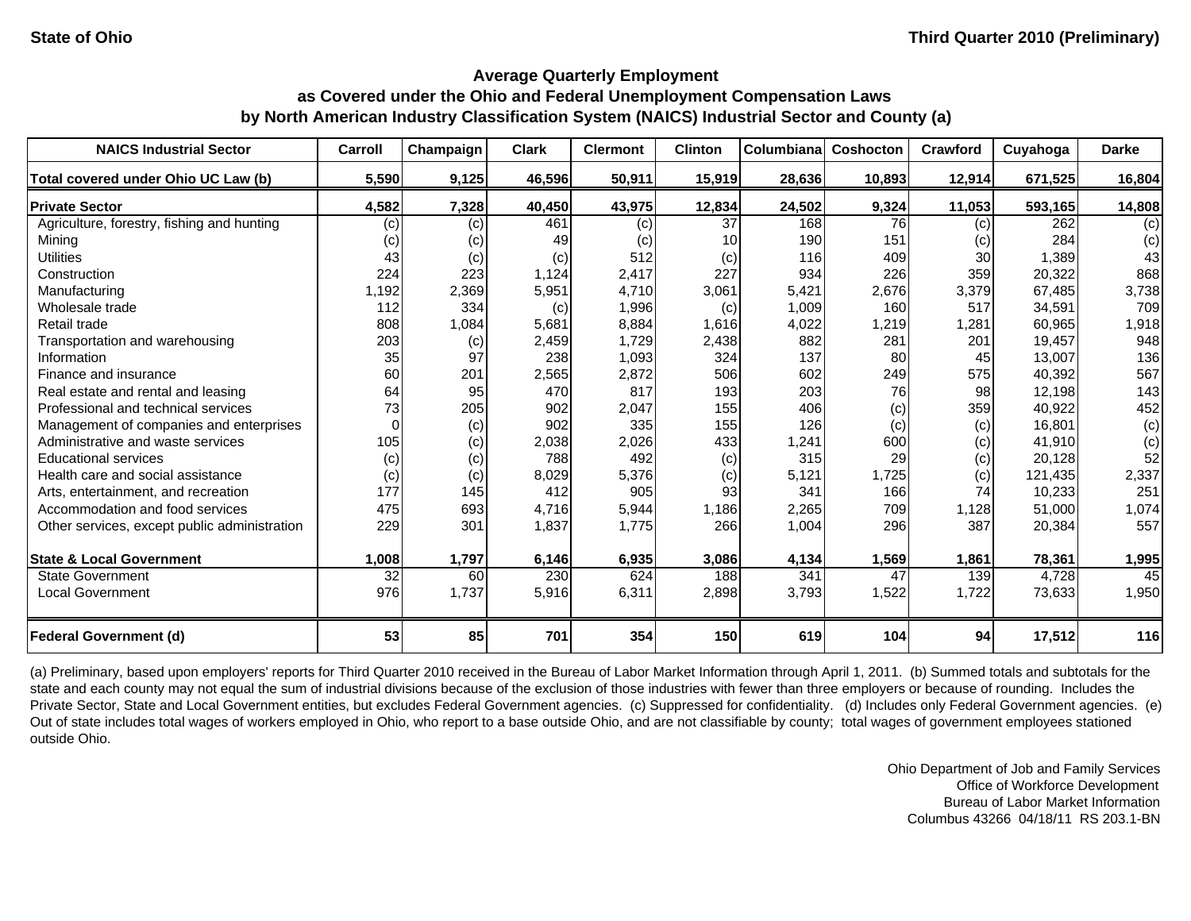State of Ohio | Third Quarter 2010 (Preliminary)

## Average Quarterly Employment
## as Covered under the Ohio and Federal Unemployment Compensation Laws
## by North American Industry Classification System (NAICS) Industrial Sector and County (a)

| NAICS Industrial Sector | Carroll | Champaign | Clark | Clermont | Clinton | Columbiana | Coshocton | Crawford | Cuyahoga | Darke |
|---|---|---|---|---|---|---|---|---|---|---|
| **Total covered under Ohio UC Law (b)** | **5,590** | **9,125** | **46,596** | **50,911** | **15,919** | **28,636** | **10,893** | **12,914** | **671,525** | **16,804** |
| **Private Sector** | **4,582** | **7,328** | **40,450** | **43,975** | **12,834** | **24,502** | **9,324** | **11,053** | **593,165** | **14,808** |
| Agriculture, forestry, fishing and hunting | (c) | (c) | 461 | (c) | 37 | 168 | 76 | (c) | 262 | (c) |
| Mining | (c) | (c) | 49 | (c) | 10 | 190 | 151 | (c) | 284 | (c) |
| Utilities | 43 | (c) | (c) | 512 | (c) | 116 | 409 | 30 | 1,389 | 43 |
| Construction | 224 | 223 | 1,124 | 2,417 | 227 | 934 | 226 | 359 | 20,322 | 868 |
| Manufacturing | 1,192 | 2,369 | 5,951 | 4,710 | 3,061 | 5,421 | 2,676 | 3,379 | 67,485 | 3,738 |
| Wholesale trade | 112 | 334 | (c) | 1,996 | (c) | 1,009 | 160 | 517 | 34,591 | 709 |
| Retail trade | 808 | 1,084 | 5,681 | 8,884 | 1,616 | 4,022 | 1,219 | 1,281 | 60,965 | 1,918 |
| Transportation and warehousing | 203 | (c) | 2,459 | 1,729 | 2,438 | 882 | 281 | 201 | 19,457 | 948 |
| Information | 35 | 97 | 238 | 1,093 | 324 | 137 | 80 | 45 | 13,007 | 136 |
| Finance and insurance | 60 | 201 | 2,565 | 2,872 | 506 | 602 | 249 | 575 | 40,392 | 567 |
| Real estate and rental and leasing | 64 | 95 | 470 | 817 | 193 | 203 | 76 | 98 | 12,198 | 143 |
| Professional and technical services | 73 | 205 | 902 | 2,047 | 155 | 406 | (c) | 359 | 40,922 | 452 |
| Management of companies and enterprises | 0 | (c) | 902 | 335 | 155 | 126 | (c) | (c) | 16,801 | (c) |
| Administrative and waste services | 105 | (c) | 2,038 | 2,026 | 433 | 1,241 | 600 | (c) | 41,910 | (c) |
| Educational services | (c) | (c) | 788 | 492 | (c) | 315 | 29 | (c) | 20,128 | 52 |
| Health care and social assistance | (c) | (c) | 8,029 | 5,376 | (c) | 5,121 | 1,725 | (c) | 121,435 | 2,337 |
| Arts, entertainment, and recreation | 177 | 145 | 412 | 905 | 93 | 341 | 166 | 74 | 10,233 | 251 |
| Accommodation and food services | 475 | 693 | 4,716 | 5,944 | 1,186 | 2,265 | 709 | 1,128 | 51,000 | 1,074 |
| Other services, except public administration | 229 | 301 | 1,837 | 1,775 | 266 | 1,004 | 296 | 387 | 20,384 | 557 |
| **State & Local Government** | **1,008** | **1,797** | **6,146** | **6,935** | **3,086** | **4,134** | **1,569** | **1,861** | **78,361** | **1,995** |
| State Government | 32 | 60 | 230 | 624 | 188 | 341 | 47 | 139 | 4,728 | 45 |
| Local Government | 976 | 1,737 | 5,916 | 6,311 | 2,898 | 3,793 | 1,522 | 1,722 | 73,633 | 1,950 |
| **Federal Government (d)** | **53** | **85** | **701** | **354** | **150** | **619** | **104** | **94** | **17,512** | **116** |

(a) Preliminary, based upon employers' reports for Third Quarter 2010 received in the Bureau of Labor Market Information through April 1, 2011. (b) Summed totals and subtotals for the state and each county may not equal the sum of industrial divisions because of the exclusion of those industries with fewer than three employers or because of rounding. Includes the Private Sector, State and Local Government entities, but excludes Federal Government agencies. (c) Suppressed for confidentiality. (d) Includes only Federal Government agencies. (e) Out of state includes total wages of workers employed in Ohio, who report to a base outside Ohio, and are not classifiable by county; total wages of government employees stationed outside Ohio.

Ohio Department of Job and Family Services
Office of Workforce Development
Bureau of Labor Market Information
Columbus 43266 04/18/11 RS 203.1-BN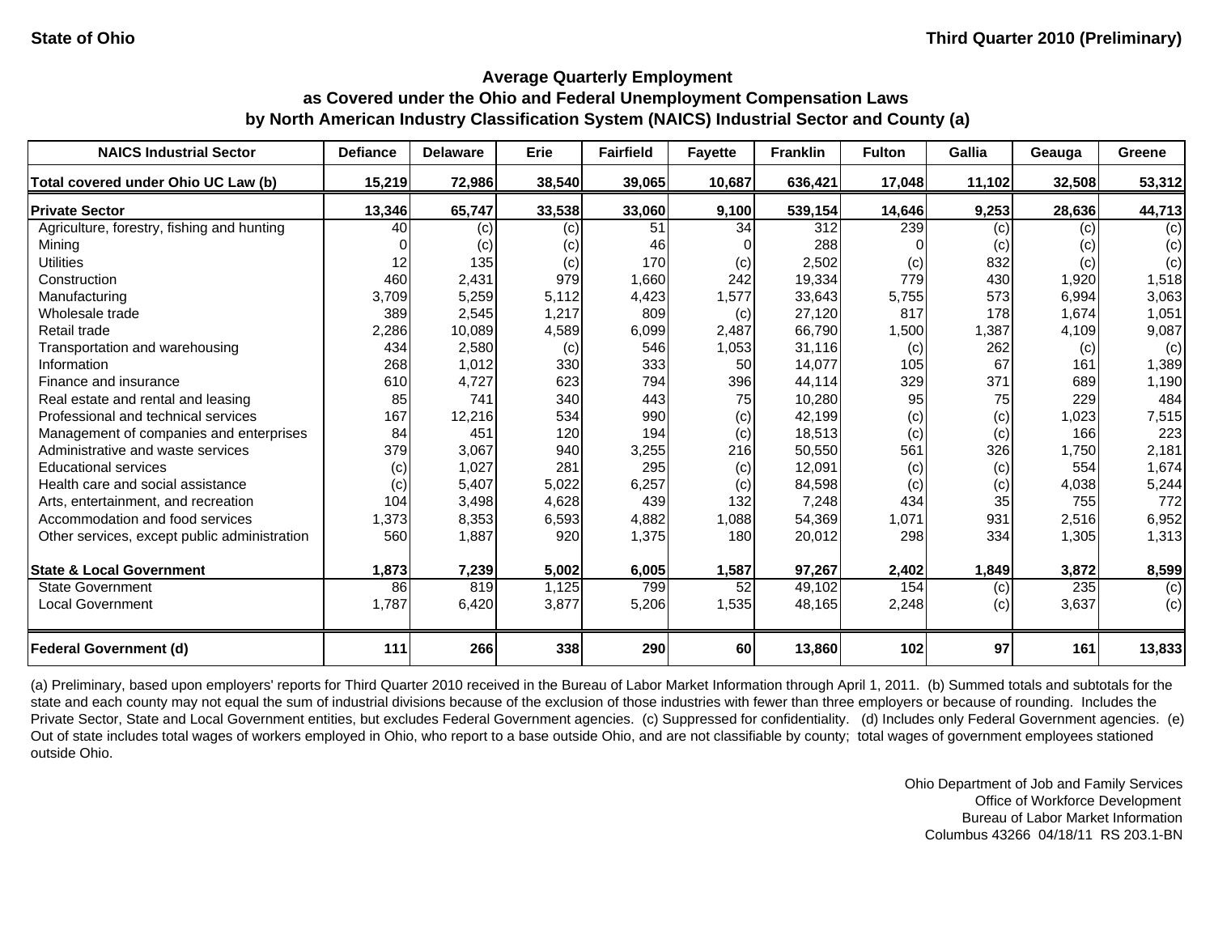State of Ohio — Third Quarter 2010 (Preliminary)

## Average Quarterly Employment
## as Covered under the Ohio and Federal Unemployment Compensation Laws
## by North American Industry Classification System (NAICS) Industrial Sector and County (a)

| NAICS Industrial Sector | Defiance | Delaware | Erie | Fairfield | Fayette | Franklin | Fulton | Gallia | Geauga | Greene |
|---|---|---|---|---|---|---|---|---|---|---|
| **Total covered under Ohio UC Law (b)** | **15,219** | **72,986** | **38,540** | **39,065** | **10,687** | **636,421** | **17,048** | **11,102** | **32,508** | **53,312** |
| **Private Sector** | **13,346** | **65,747** | **33,538** | **33,060** | **9,100** | **539,154** | **14,646** | **9,253** | **28,636** | **44,713** |
| Agriculture, forestry, fishing and hunting | 40 | (c) | (c) | 51 | 34 | 312 | 239 | (c) | (c) | (c) |
| Mining | 0 | (c) | (c) | 46 | 0 | 288 | 0 | (c) | (c) | (c) |
| Utilities | 12 | 135 | (c) | 170 | (c) | 2,502 | (c) | 832 | (c) | (c) |
| Construction | 460 | 2,431 | 979 | 1,660 | 242 | 19,334 | 779 | 430 | 1,920 | 1,518 |
| Manufacturing | 3,709 | 5,259 | 5,112 | 4,423 | 1,577 | 33,643 | 5,755 | 573 | 6,994 | 3,063 |
| Wholesale trade | 389 | 2,545 | 1,217 | 809 | (c) | 27,120 | 817 | 178 | 1,674 | 1,051 |
| Retail trade | 2,286 | 10,089 | 4,589 | 6,099 | 2,487 | 66,790 | 1,500 | 1,387 | 4,109 | 9,087 |
| Transportation and warehousing | 434 | 2,580 | (c) | 546 | 1,053 | 31,116 | (c) | 262 | (c) | (c) |
| Information | 268 | 1,012 | 330 | 333 | 50 | 14,077 | 105 | 67 | 161 | 1,389 |
| Finance and insurance | 610 | 4,727 | 623 | 794 | 396 | 44,114 | 329 | 371 | 689 | 1,190 |
| Real estate and rental and leasing | 85 | 741 | 340 | 443 | 75 | 10,280 | 95 | 75 | 229 | 484 |
| Professional and technical services | 167 | 12,216 | 534 | 990 | (c) | 42,199 | (c) | (c) | 1,023 | 7,515 |
| Management of companies and enterprises | 84 | 451 | 120 | 194 | (c) | 18,513 | (c) | (c) | 166 | 223 |
| Administrative and waste services | 379 | 3,067 | 940 | 3,255 | 216 | 50,550 | 561 | 326 | 1,750 | 2,181 |
| Educational services | (c) | 1,027 | 281 | 295 | (c) | 12,091 | (c) | (c) | 554 | 1,674 |
| Health care and social assistance | (c) | 5,407 | 5,022 | 6,257 | (c) | 84,598 | (c) | (c) | 4,038 | 5,244 |
| Arts, entertainment, and recreation | 104 | 3,498 | 4,628 | 439 | 132 | 7,248 | 434 | 35 | 755 | 772 |
| Accommodation and food services | 1,373 | 8,353 | 6,593 | 4,882 | 1,088 | 54,369 | 1,071 | 931 | 2,516 | 6,952 |
| Other services, except public administration | 560 | 1,887 | 920 | 1,375 | 180 | 20,012 | 298 | 334 | 1,305 | 1,313 |
| **State & Local Government** | **1,873** | **7,239** | **5,002** | **6,005** | **1,587** | **97,267** | **2,402** | **1,849** | **3,872** | **8,599** |
| State Government | 86 | 819 | 1,125 | 799 | 52 | 49,102 | 154 | (c) | 235 | (c) |
| Local Government | 1,787 | 6,420 | 3,877 | 5,206 | 1,535 | 48,165 | 2,248 | (c) | 3,637 | (c) |
| **Federal Government (d)** | **111** | **266** | **338** | **290** | **60** | **13,860** | **102** | **97** | **161** | **13,833** |

(a) Preliminary, based upon employers' reports for Third Quarter 2010 received in the Bureau of Labor Market Information through April 1, 2011. (b) Summed totals and subtotals for the state and each county may not equal the sum of industrial divisions because of the exclusion of those industries with fewer than three employers or because of rounding. Includes the Private Sector, State and Local Government entities, but excludes Federal Government agencies. (c) Suppressed for confidentiality. (d) Includes only Federal Government agencies. (e) Out of state includes total wages of workers employed in Ohio, who report to a base outside Ohio, and are not classifiable by county; total wages of government employees stationed outside Ohio.

Ohio Department of Job and Family Services
Office of Workforce Development
Bureau of Labor Market Information
Columbus 43266 04/18/11 RS 203.1-BN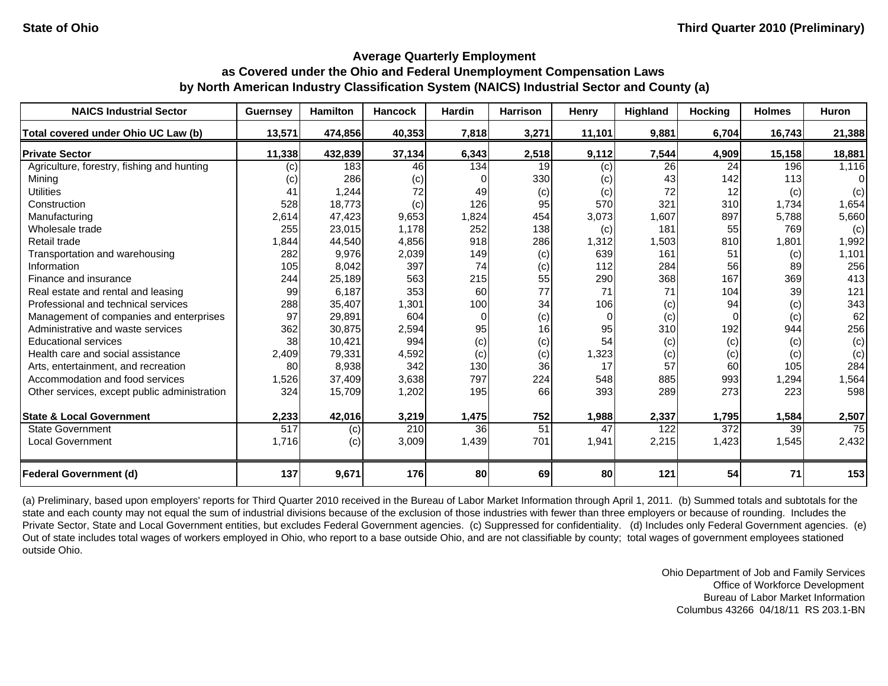State of Ohio

Third Quarter 2010 (Preliminary)

# Average Quarterly Employment as Covered under the Ohio and Federal Unemployment Compensation Laws by North American Industry Classification System (NAICS) Industrial Sector and County (a)

| NAICS Industrial Sector | Guernsey | Hamilton | Hancock | Hardin | Harrison | Henry | Highland | Hocking | Holmes | Huron |
|---|---|---|---|---|---|---|---|---|---|---|
| **Total covered under Ohio UC Law (b)** | **13,571** | **474,856** | **40,353** | **7,818** | **3,271** | **11,101** | **9,881** | **6,704** | **16,743** | **21,388** |
| **Private Sector** | **11,338** | **432,839** | **37,134** | **6,343** | **2,518** | **9,112** | **7,544** | **4,909** | **15,158** | **18,881** |
| Agriculture, forestry, fishing and hunting | (c) | 183 | 46 | 134 | 19 | (c) | 26 | 24 | 196 | 1,116 |
| Mining | (c) | 286 | (c) | 0 | 330 | (c) | 43 | 142 | 113 | 0 |
| Utilities | 41 | 1,244 | 72 | 49 | (c) | (c) | 72 | 12 | (c) | (c) |
| Construction | 528 | 18,773 | (c) | 126 | 95 | 570 | 321 | 310 | 1,734 | 1,654 |
| Manufacturing | 2,614 | 47,423 | 9,653 | 1,824 | 454 | 3,073 | 1,607 | 897 | 5,788 | 5,660 |
| Wholesale trade | 255 | 23,015 | 1,178 | 252 | 138 | (c) | 181 | 55 | 769 | (c) |
| Retail trade | 1,844 | 44,540 | 4,856 | 918 | 286 | 1,312 | 1,503 | 810 | 1,801 | 1,992 |
| Transportation and warehousing | 282 | 9,976 | 2,039 | 149 | (c) | 639 | 161 | 51 | (c) | 1,101 |
| Information | 105 | 8,042 | 397 | 74 | (c) | 112 | 284 | 56 | 89 | 256 |
| Finance and insurance | 244 | 25,189 | 563 | 215 | 55 | 290 | 368 | 167 | 369 | 413 |
| Real estate and rental and leasing | 99 | 6,187 | 353 | 60 | 77 | 71 | 71 | 104 | 39 | 121 |
| Professional and technical services | 288 | 35,407 | 1,301 | 100 | 34 | 106 | (c) | 94 | (c) | 343 |
| Management of companies and enterprises | 97 | 29,891 | 604 | 0 | (c) | 0 | (c) | 0 | (c) | 62 |
| Administrative and waste services | 362 | 30,875 | 2,594 | 95 | 16 | 95 | 310 | 192 | 944 | 256 |
| Educational services | 38 | 10,421 | 994 | (c) | (c) | 54 | (c) | (c) | (c) | (c) |
| Health care and social assistance | 2,409 | 79,331 | 4,592 | (c) | (c) | 1,323 | (c) | (c) | (c) | (c) |
| Arts, entertainment, and recreation | 80 | 8,938 | 342 | 130 | 36 | 17 | 57 | 60 | 105 | 284 |
| Accommodation and food services | 1,526 | 37,409 | 3,638 | 797 | 224 | 548 | 885 | 993 | 1,294 | 1,564 |
| Other services, except public administration | 324 | 15,709 | 1,202 | 195 | 66 | 393 | 289 | 273 | 223 | 598 |
| **State & Local Government** | **2,233** | **42,016** | **3,219** | **1,475** | **752** | **1,988** | **2,337** | **1,795** | **1,584** | **2,507** |
| State Government | 517 | (c) | 210 | 36 | 51 | 47 | 122 | 372 | 39 | 75 |
| Local Government | 1,716 | (c) | 3,009 | 1,439 | 701 | 1,941 | 2,215 | 1,423 | 1,545 | 2,432 |
| **Federal Government (d)** | **137** | **9,671** | **176** | **80** | **69** | **80** | **121** | **54** | **71** | **153** |

(a) Preliminary, based upon employers' reports for Third Quarter 2010 received in the Bureau of Labor Market Information through April 1, 2011. (b) Summed totals and subtotals for the state and each county may not equal the sum of industrial divisions because of the exclusion of those industries with fewer than three employers or because of rounding. Includes the Private Sector, State and Local Government entities, but excludes Federal Government agencies. (c) Suppressed for confidentiality. (d) Includes only Federal Government agencies. (e) Out of state includes total wages of workers employed in Ohio, who report to a base outside Ohio, and are not classifiable by county; total wages of government employees stationed outside Ohio.

Ohio Department of Job and Family Services
Office of Workforce Development
Bureau of Labor Market Information
Columbus 43266 04/18/11 RS 203.1-BN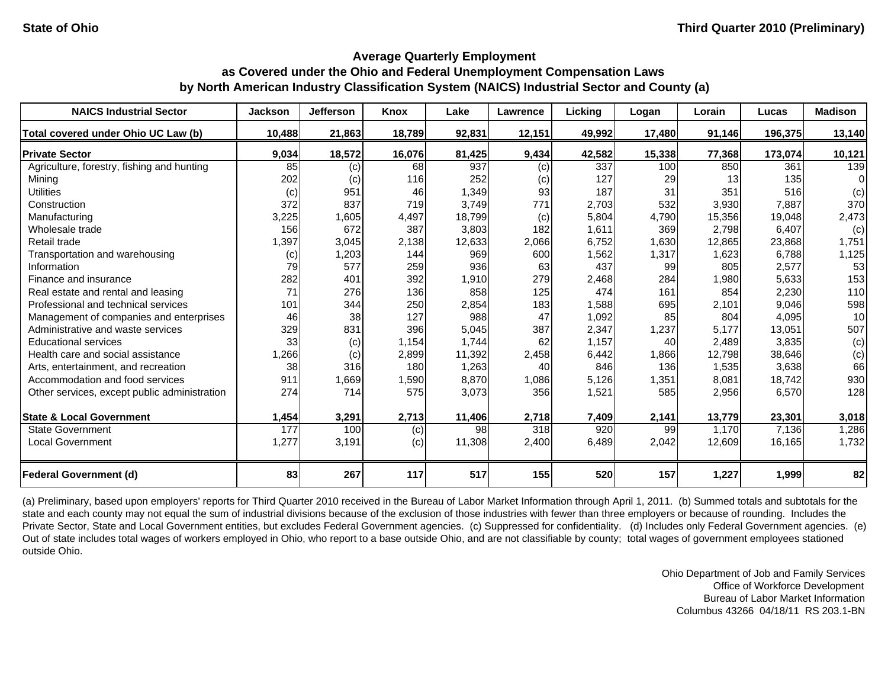State of Ohio

Third Quarter 2010 (Preliminary)

## Average Quarterly Employment as Covered under the Ohio and Federal Unemployment Compensation Laws by North American Industry Classification System (NAICS) Industrial Sector and County (a)

| NAICS Industrial Sector | Jackson | Jefferson | Knox | Lake | Lawrence | Licking | Logan | Lorain | Lucas | Madison |
|---|---|---|---|---|---|---|---|---|---|---|
| **Total covered under Ohio UC Law (b)** | **10,488** | **21,863** | **18,789** | **92,831** | **12,151** | **49,992** | **17,480** | **91,146** | **196,375** | **13,140** |
| **Private Sector** | **9,034** | **18,572** | **16,076** | **81,425** | **9,434** | **42,582** | **15,338** | **77,368** | **173,074** | **10,121** |
| Agriculture, forestry, fishing and hunting | 85 | (c) | 68 | 937 | (c) | 337 | 100 | 850 | 361 | 139 |
| Mining | 202 | (c) | 116 | 252 | (c) | 127 | 29 | 13 | 135 | 0 |
| Utilities | (c) | 951 | 46 | 1,349 | 93 | 187 | 31 | 351 | 516 | (c) |
| Construction | 372 | 837 | 719 | 3,749 | 771 | 2,703 | 532 | 3,930 | 7,887 | 370 |
| Manufacturing | 3,225 | 1,605 | 4,497 | 18,799 | (c) | 5,804 | 4,790 | 15,356 | 19,048 | 2,473 |
| Wholesale trade | 156 | 672 | 387 | 3,803 | 182 | 1,611 | 369 | 2,798 | 6,407 | (c) |
| Retail trade | 1,397 | 3,045 | 2,138 | 12,633 | 2,066 | 6,752 | 1,630 | 12,865 | 23,868 | 1,751 |
| Transportation and warehousing | (c) | 1,203 | 144 | 969 | 600 | 1,562 | 1,317 | 1,623 | 6,788 | 1,125 |
| Information | 79 | 577 | 259 | 936 | 63 | 437 | 99 | 805 | 2,577 | 53 |
| Finance and insurance | 282 | 401 | 392 | 1,910 | 279 | 2,468 | 284 | 1,980 | 5,633 | 153 |
| Real estate and rental and leasing | 71 | 276 | 136 | 858 | 125 | 474 | 161 | 854 | 2,230 | 110 |
| Professional and technical services | 101 | 344 | 250 | 2,854 | 183 | 1,588 | 695 | 2,101 | 9,046 | 598 |
| Management of companies and enterprises | 46 | 38 | 127 | 988 | 47 | 1,092 | 85 | 804 | 4,095 | 10 |
| Administrative and waste services | 329 | 831 | 396 | 5,045 | 387 | 2,347 | 1,237 | 5,177 | 13,051 | 507 |
| Educational services | 33 | (c) | 1,154 | 1,744 | 62 | 1,157 | 40 | 2,489 | 3,835 | (c) |
| Health care and social assistance | 1,266 | (c) | 2,899 | 11,392 | 2,458 | 6,442 | 1,866 | 12,798 | 38,646 | (c) |
| Arts, entertainment, and recreation | 38 | 316 | 180 | 1,263 | 40 | 846 | 136 | 1,535 | 3,638 | 66 |
| Accommodation and food services | 911 | 1,669 | 1,590 | 8,870 | 1,086 | 5,126 | 1,351 | 8,081 | 18,742 | 930 |
| Other services, except public administration | 274 | 714 | 575 | 3,073 | 356 | 1,521 | 585 | 2,956 | 6,570 | 128 |
| **State & Local Government** | **1,454** | **3,291** | **2,713** | **11,406** | **2,718** | **7,409** | **2,141** | **13,779** | **23,301** | **3,018** |
| State Government | 177 | 100 | (c) | 98 | 318 | 920 | 99 | 1,170 | 7,136 | 1,286 |
| Local Government | 1,277 | 3,191 | (c) | 11,308 | 2,400 | 6,489 | 2,042 | 12,609 | 16,165 | 1,732 |
| **Federal Government (d)** | **83** | **267** | **117** | **517** | **155** | **520** | **157** | **1,227** | **1,999** | **82** |

(a) Preliminary, based upon employers' reports for Third Quarter 2010 received in the Bureau of Labor Market Information through April 1, 2011. (b) Summed totals and subtotals for the state and each county may not equal the sum of industrial divisions because of the exclusion of those industries with fewer than three employers or because of rounding. Includes the Private Sector, State and Local Government entities, but excludes Federal Government agencies. (c) Suppressed for confidentiality. (d) Includes only Federal Government agencies. (e) Out of state includes total wages of workers employed in Ohio, who report to a base outside Ohio, and are not classifiable by county; total wages of government employees stationed outside Ohio.

Ohio Department of Job and Family Services
Office of Workforce Development
Bureau of Labor Market Information
Columbus 43266 04/18/11 RS 203.1-BN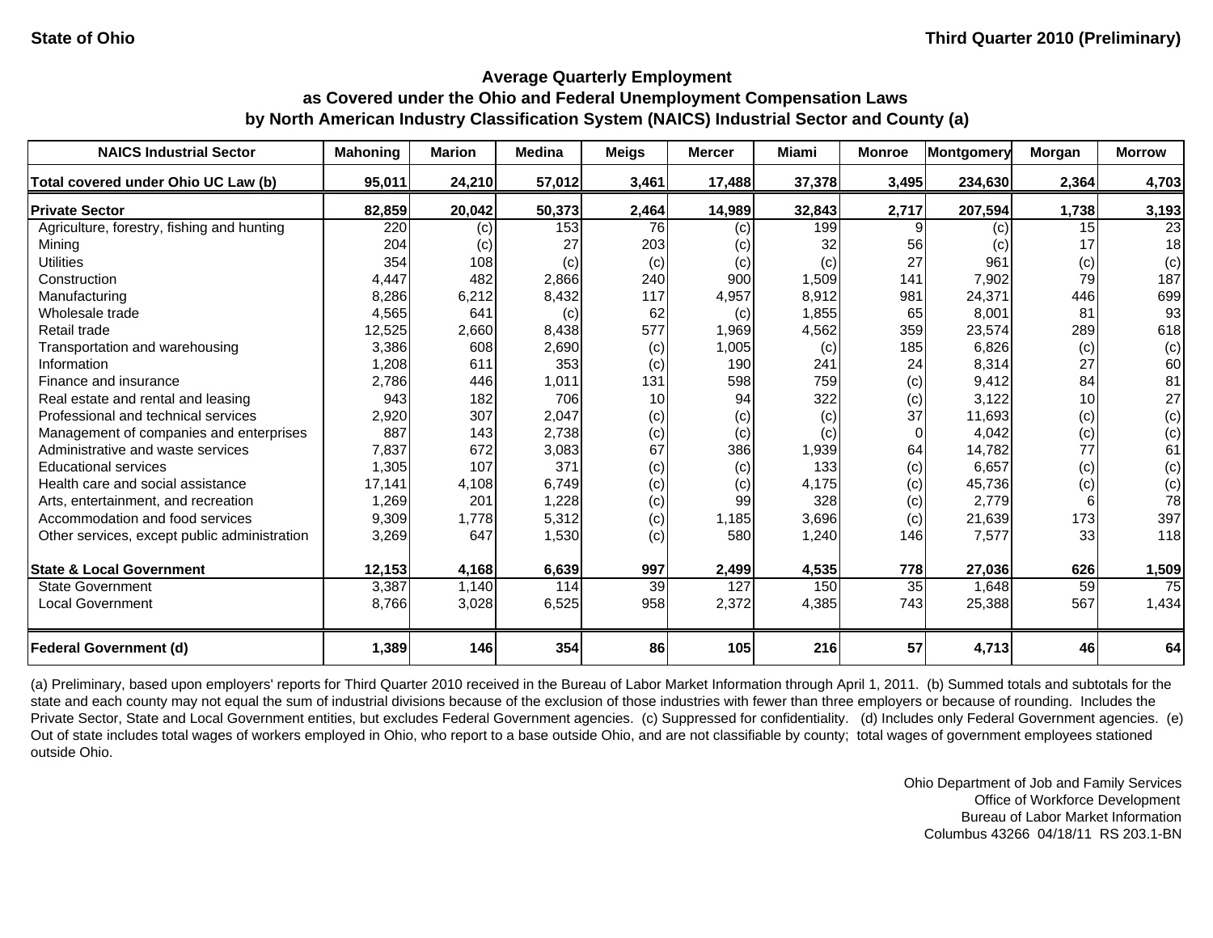State of Ohio

Third Quarter 2010 (Preliminary)

## Average Quarterly Employment as Covered under the Ohio and Federal Unemployment Compensation Laws by North American Industry Classification System (NAICS) Industrial Sector and County (a)

| NAICS Industrial Sector | Mahoning | Marion | Medina | Meigs | Mercer | Miami | Monroe | Montgomery | Morgan | Morrow |
|---|---|---|---|---|---|---|---|---|---|---|
| **Total covered under Ohio UC Law (b)** | **95,011** | **24,210** | **57,012** | **3,461** | **17,488** | **37,378** | **3,495** | **234,630** | **2,364** | **4,703** |
| **Private Sector** | **82,859** | **20,042** | **50,373** | **2,464** | **14,989** | **32,843** | **2,717** | **207,594** | **1,738** | **3,193** |
| Agriculture, forestry, fishing and hunting | 220 | (c) | 153 | 76 | (c) | 199 | 9 | (c) | 15 | 23 |
| Mining | 204 | (c) | 27 | 203 | (c) | 32 | 56 | (c) | 17 | 18 |
| Utilities | 354 | 108 | (c) | (c) | (c) | (c) | 27 | 961 | (c) | (c) |
| Construction | 4,447 | 482 | 2,866 | 240 | 900 | 1,509 | 141 | 7,902 | 79 | 187 |
| Manufacturing | 8,286 | 6,212 | 8,432 | 117 | 4,957 | 8,912 | 981 | 24,371 | 446 | 699 |
| Wholesale trade | 4,565 | 641 | (c) | 62 | (c) | 1,855 | 65 | 8,001 | 81 | 93 |
| Retail trade | 12,525 | 2,660 | 8,438 | 577 | 1,969 | 4,562 | 359 | 23,574 | 289 | 618 |
| Transportation and warehousing | 3,386 | 608 | 2,690 | (c) | 1,005 | (c) | 185 | 6,826 | (c) | (c) |
| Information | 1,208 | 611 | 353 | (c) | 190 | 241 | 24 | 8,314 | 27 | 60 |
| Finance and insurance | 2,786 | 446 | 1,011 | 131 | 598 | 759 | (c) | 9,412 | 84 | 81 |
| Real estate and rental and leasing | 943 | 182 | 706 | 10 | 94 | 322 | (c) | 3,122 | 10 | 27 |
| Professional and technical services | 2,920 | 307 | 2,047 | (c) | (c) | (c) | 37 | 11,693 | (c) | (c) |
| Management of companies and enterprises | 887 | 143 | 2,738 | (c) | (c) | (c) | 0 | 4,042 | (c) | (c) |
| Administrative and waste services | 7,837 | 672 | 3,083 | 67 | 386 | 1,939 | 64 | 14,782 | 77 | 61 |
| Educational services | 1,305 | 107 | 371 | (c) | (c) | 133 | (c) | 6,657 | (c) | (c) |
| Health care and social assistance | 17,141 | 4,108 | 6,749 | (c) | (c) | 4,175 | (c) | 45,736 | (c) | (c) |
| Arts, entertainment, and recreation | 1,269 | 201 | 1,228 | (c) | 99 | 328 | (c) | 2,779 | 6 | 78 |
| Accommodation and food services | 9,309 | 1,778 | 5,312 | (c) | 1,185 | 3,696 | (c) | 21,639 | 173 | 397 |
| Other services, except public administration | 3,269 | 647 | 1,530 | (c) | 580 | 1,240 | 146 | 7,577 | 33 | 118 |
| **State & Local Government** | **12,153** | **4,168** | **6,639** | **997** | **2,499** | **4,535** | **778** | **27,036** | **626** | **1,509** |
| State Government | 3,387 | 1,140 | 114 | 39 | 127 | 150 | 35 | 1,648 | 59 | 75 |
| Local Government | 8,766 | 3,028 | 6,525 | 958 | 2,372 | 4,385 | 743 | 25,388 | 567 | 1,434 |
| **Federal Government (d)** | **1,389** | **146** | **354** | **86** | **105** | **216** | **57** | **4,713** | **46** | **64** |

(a) Preliminary, based upon employers' reports for Third Quarter 2010 received in the Bureau of Labor Market Information through April 1, 2011. (b) Summed totals and subtotals for the state and each county may not equal the sum of industrial divisions because of the exclusion of those industries with fewer than three employers or because of rounding. Includes the Private Sector, State and Local Government entities, but excludes Federal Government agencies. (c) Suppressed for confidentiality. (d) Includes only Federal Government agencies. (e) Out of state includes total wages of workers employed in Ohio, who report to a base outside Ohio, and are not classifiable by county; total wages of government employees stationed outside Ohio.

Ohio Department of Job and Family Services
Office of Workforce Development
Bureau of Labor Market Information
Columbus 43266 04/18/11 RS 203.1-BN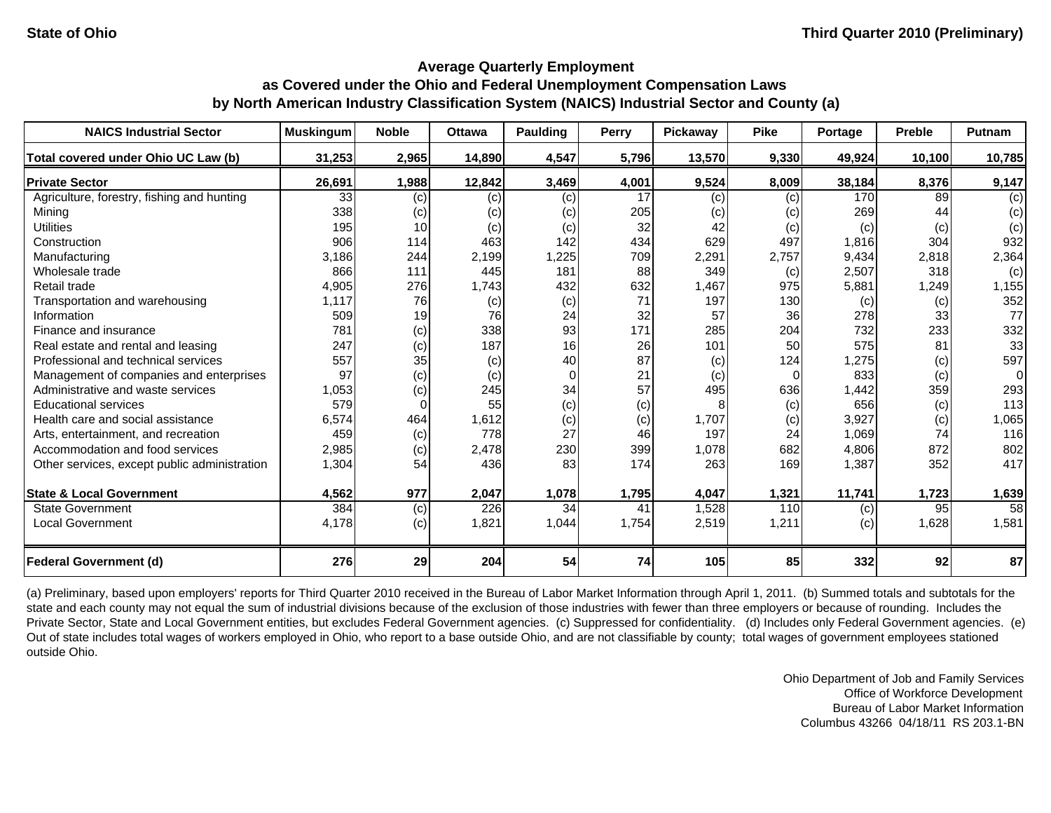State of Ohio | Third Quarter 2010 (Preliminary)

## Average Quarterly Employment as Covered under the Ohio and Federal Unemployment Compensation Laws by North American Industry Classification System (NAICS) Industrial Sector and County (a)

| NAICS Industrial Sector | Muskingum | Noble | Ottawa | Paulding | Perry | Pickaway | Pike | Portage | Preble | Putnam |
|---|---|---|---|---|---|---|---|---|---|---|
| **Total covered under Ohio UC Law (b)** | **31,253** | **2,965** | **14,890** | **4,547** | **5,796** | **13,570** | **9,330** | **49,924** | **10,100** | **10,785** |
| **Private Sector** | **26,691** | **1,988** | **12,842** | **3,469** | **4,001** | **9,524** | **8,009** | **38,184** | **8,376** | **9,147** |
| Agriculture, forestry, fishing and hunting | 33 | (c) | (c) | (c) | 17 | (c) | (c) | 170 | 89 | (c) |
| Mining | 338 | (c) | (c) | (c) | 205 | (c) | (c) | 269 | 44 | (c) |
| Utilities | 195 | 10 | (c) | (c) | 32 | 42 | (c) | (c) | (c) | (c) |
| Construction | 906 | 114 | 463 | 142 | 434 | 629 | 497 | 1,816 | 304 | 932 |
| Manufacturing | 3,186 | 244 | 2,199 | 1,225 | 709 | 2,291 | 2,757 | 9,434 | 2,818 | 2,364 |
| Wholesale trade | 866 | 111 | 445 | 181 | 88 | 349 | (c) | 2,507 | 318 | (c) |
| Retail trade | 4,905 | 276 | 1,743 | 432 | 632 | 1,467 | 975 | 5,881 | 1,249 | 1,155 |
| Transportation and warehousing | 1,117 | 76 | (c) | (c) | 71 | 197 | 130 | (c) | (c) | 352 |
| Information | 509 | 19 | 76 | 24 | 32 | 57 | 36 | 278 | 33 | 77 |
| Finance and insurance | 781 | (c) | 338 | 93 | 171 | 285 | 204 | 732 | 233 | 332 |
| Real estate and rental and leasing | 247 | (c) | 187 | 16 | 26 | 101 | 50 | 575 | 81 | 33 |
| Professional and technical services | 557 | 35 | (c) | 40 | 87 | (c) | 124 | 1,275 | (c) | 597 |
| Management of companies and enterprises | 97 | (c) | (c) | 0 | 21 | (c) | 0 | 833 | (c) | 0 |
| Administrative and waste services | 1,053 | (c) | 245 | 34 | 57 | 495 | 636 | 1,442 | 359 | 293 |
| Educational services | 579 | 0 | 55 | (c) | (c) | 8 | (c) | 656 | (c) | 113 |
| Health care and social assistance | 6,574 | 464 | 1,612 | (c) | (c) | 1,707 | (c) | 3,927 | (c) | 1,065 |
| Arts, entertainment, and recreation | 459 | (c) | 778 | 27 | 46 | 197 | 24 | 1,069 | 74 | 116 |
| Accommodation and food services | 2,985 | (c) | 2,478 | 230 | 399 | 1,078 | 682 | 4,806 | 872 | 802 |
| Other services, except public administration | 1,304 | 54 | 436 | 83 | 174 | 263 | 169 | 1,387 | 352 | 417 |
| **State & Local Government** | **4,562** | **977** | **2,047** | **1,078** | **1,795** | **4,047** | **1,321** | **11,741** | **1,723** | **1,639** |
| State Government | 384 | (c) | 226 | 34 | 41 | 1,528 | 110 | (c) | 95 | 58 |
| Local Government | 4,178 | (c) | 1,821 | 1,044 | 1,754 | 2,519 | 1,211 | (c) | 1,628 | 1,581 |
| **Federal Government (d)** | **276** | **29** | **204** | **54** | **74** | **105** | **85** | **332** | **92** | **87** |

(a) Preliminary, based upon employers' reports for Third Quarter 2010 received in the Bureau of Labor Market Information through April 1, 2011. (b) Summed totals and subtotals for the state and each county may not equal the sum of industrial divisions because of the exclusion of those industries with fewer than three employers or because of rounding. Includes the Private Sector, State and Local Government entities, but excludes Federal Government agencies. (c) Suppressed for confidentiality. (d) Includes only Federal Government agencies. (e) Out of state includes total wages of workers employed in Ohio, who report to a base outside Ohio, and are not classifiable by county; total wages of government employees stationed outside Ohio.

Ohio Department of Job and Family Services
Office of Workforce Development
Bureau of Labor Market Information
Columbus 43266 04/18/11 RS 203.1-BN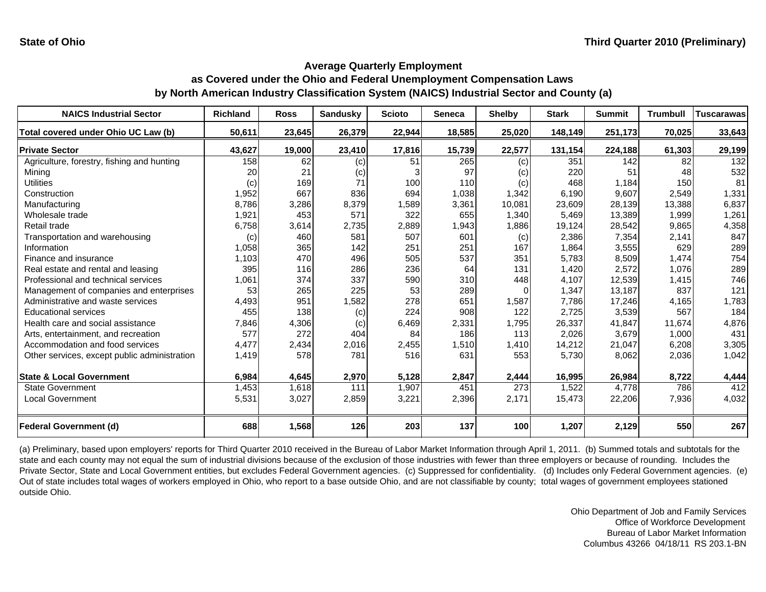State of Ohio

Third Quarter 2010 (Preliminary)

## Average Quarterly Employment as Covered under the Ohio and Federal Unemployment Compensation Laws by North American Industry Classification System (NAICS) Industrial Sector and County (a)

| NAICS Industrial Sector | Richland | Ross | Sandusky | Scioto | Seneca | Shelby | Stark | Summit | Trumbull | Tuscarawas |
|---|---|---|---|---|---|---|---|---|---|---|
| **Total covered under Ohio UC Law (b)** | **50,611** | **23,645** | **26,379** | **22,944** | **18,585** | **25,020** | **148,149** | **251,173** | **70,025** | **33,643** |
| **Private Sector** | **43,627** | **19,000** | **23,410** | **17,816** | **15,739** | **22,577** | **131,154** | **224,188** | **61,303** | **29,199** |
| Agriculture, forestry, fishing and hunting | 158 | 62 | (c) | 51 | 265 | (c) | 351 | 142 | 82 | 132 |
| Mining | 20 | 21 | (c) | 3 | 97 | (c) | 220 | 51 | 48 | 532 |
| Utilities | (c) | 169 | 71 | 100 | 110 | (c) | 468 | 1,184 | 150 | 81 |
| Construction | 1,952 | 667 | 836 | 694 | 1,038 | 1,342 | 6,190 | 9,607 | 2,549 | 1,331 |
| Manufacturing | 8,786 | 3,286 | 8,379 | 1,589 | 3,361 | 10,081 | 23,609 | 28,139 | 13,388 | 6,837 |
| Wholesale trade | 1,921 | 453 | 571 | 322 | 655 | 1,340 | 5,469 | 13,389 | 1,999 | 1,261 |
| Retail trade | 6,758 | 3,614 | 2,735 | 2,889 | 1,943 | 1,886 | 19,124 | 28,542 | 9,865 | 4,358 |
| Transportation and warehousing | (c) | 460 | 581 | 507 | 601 | (c) | 2,386 | 7,354 | 2,141 | 847 |
| Information | 1,058 | 365 | 142 | 251 | 251 | 167 | 1,864 | 3,555 | 629 | 289 |
| Finance and insurance | 1,103 | 470 | 496 | 505 | 537 | 351 | 5,783 | 8,509 | 1,474 | 754 |
| Real estate and rental and leasing | 395 | 116 | 286 | 236 | 64 | 131 | 1,420 | 2,572 | 1,076 | 289 |
| Professional and technical services | 1,061 | 374 | 337 | 590 | 310 | 448 | 4,107 | 12,539 | 1,415 | 746 |
| Management of companies and enterprises | 53 | 265 | 225 | 53 | 289 | 0 | 1,347 | 13,187 | 837 | 121 |
| Administrative and waste services | 4,493 | 951 | 1,582 | 278 | 651 | 1,587 | 7,786 | 17,246 | 4,165 | 1,783 |
| Educational services | 455 | 138 | (c) | 224 | 908 | 122 | 2,725 | 3,539 | 567 | 184 |
| Health care and social assistance | 7,846 | 4,306 | (c) | 6,469 | 2,331 | 1,795 | 26,337 | 41,847 | 11,674 | 4,876 |
| Arts, entertainment, and recreation | 577 | 272 | 404 | 84 | 186 | 113 | 2,026 | 3,679 | 1,000 | 431 |
| Accommodation and food services | 4,477 | 2,434 | 2,016 | 2,455 | 1,510 | 1,410 | 14,212 | 21,047 | 6,208 | 3,305 |
| Other services, except public administration | 1,419 | 578 | 781 | 516 | 631 | 553 | 5,730 | 8,062 | 2,036 | 1,042 |
| **State & Local Government** | **6,984** | **4,645** | **2,970** | **5,128** | **2,847** | **2,444** | **16,995** | **26,984** | **8,722** | **4,444** |
| State Government | 1,453 | 1,618 | 111 | 1,907 | 451 | 273 | 1,522 | 4,778 | 786 | 412 |
| Local Government | 5,531 | 3,027 | 2,859 | 3,221 | 2,396 | 2,171 | 15,473 | 22,206 | 7,936 | 4,032 |
| **Federal Government (d)** | **688** | **1,568** | **126** | **203** | **137** | **100** | **1,207** | **2,129** | **550** | **267** |

(a) Preliminary, based upon employers' reports for Third Quarter 2010 received in the Bureau of Labor Market Information through April 1, 2011. (b) Summed totals and subtotals for the state and each county may not equal the sum of industrial divisions because of the exclusion of those industries with fewer than three employers or because of rounding. Includes the Private Sector, State and Local Government entities, but excludes Federal Government agencies. (c) Suppressed for confidentiality. (d) Includes only Federal Government agencies. (e) Out of state includes total wages of workers employed in Ohio, who report to a base outside Ohio, and are not classifiable by county; total wages of government employees stationed outside Ohio.

Ohio Department of Job and Family Services
Office of Workforce Development
Bureau of Labor Market Information
Columbus 43266 04/18/11 RS 203.1-BN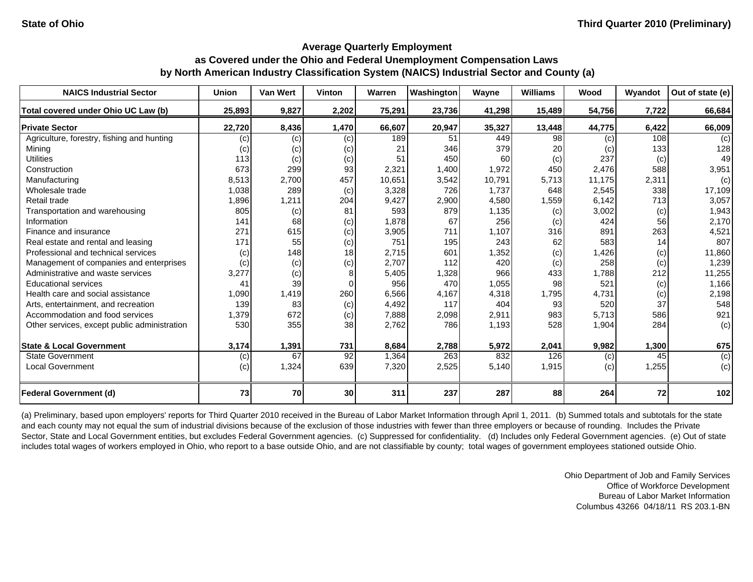State of Ohio | Third Quarter 2010 (Preliminary)

## Average Quarterly Employment as Covered under the Ohio and Federal Unemployment Compensation Laws by North American Industry Classification System (NAICS) Industrial Sector and County (a)

| NAICS Industrial Sector | Union | Van Wert | Vinton | Warren | Washington | Wayne | Williams | Wood | Wyandot | Out of state (e) |
|---|---|---|---|---|---|---|---|---|---|---|
| **Total covered under Ohio UC Law (b)** | **25,893** | **9,827** | **2,202** | **75,291** | **23,736** | **41,298** | **15,489** | **54,756** | **7,722** | **66,684** |
| **Private Sector** | **22,720** | **8,436** | **1,470** | **66,607** | **20,947** | **35,327** | **13,448** | **44,775** | **6,422** | **66,009** |
| Agriculture, forestry, fishing and hunting | (c) | (c) | (c) | 189 | 51 | 449 | 98 | (c) | 108 | (c) |
| Mining | (c) | (c) | (c) | 21 | 346 | 379 | 20 | (c) | 133 | 128 |
| Utilities | 113 | (c) | (c) | 51 | 450 | 60 | (c) | 237 | (c) | 49 |
| Construction | 673 | 299 | 93 | 2,321 | 1,400 | 1,972 | 450 | 2,476 | 588 | 3,951 |
| Manufacturing | 8,513 | 2,700 | 457 | 10,651 | 3,542 | 10,791 | 5,713 | 11,175 | 2,311 | (c) |
| Wholesale trade | 1,038 | 289 | (c) | 3,328 | 726 | 1,737 | 648 | 2,545 | 338 | 17,109 |
| Retail trade | 1,896 | 1,211 | 204 | 9,427 | 2,900 | 4,580 | 1,559 | 6,142 | 713 | 3,057 |
| Transportation and warehousing | 805 | (c) | 81 | 593 | 879 | 1,135 | (c) | 3,002 | (c) | 1,943 |
| Information | 141 | 68 | (c) | 1,878 | 67 | 256 | (c) | 424 | 56 | 2,170 |
| Finance and insurance | 271 | 615 | (c) | 3,905 | 711 | 1,107 | 316 | 891 | 263 | 4,521 |
| Real estate and rental and leasing | 171 | 55 | (c) | 751 | 195 | 243 | 62 | 583 | 14 | 807 |
| Professional and technical services | (c) | 148 | 18 | 2,715 | 601 | 1,352 | (c) | 1,426 | (c) | 11,860 |
| Management of companies and enterprises | (c) | (c) | (c) | 2,707 | 112 | 420 | (c) | 258 | (c) | 1,239 |
| Administrative and waste services | 3,277 | (c) | 8 | 5,405 | 1,328 | 966 | 433 | 1,788 | 212 | 11,255 |
| Educational services | 41 | 39 | 0 | 956 | 470 | 1,055 | 98 | 521 | (c) | 1,166 |
| Health care and social assistance | 1,090 | 1,419 | 260 | 6,566 | 4,167 | 4,318 | 1,795 | 4,731 | (c) | 2,198 |
| Arts, entertainment, and recreation | 139 | 83 | (c) | 4,492 | 117 | 404 | 93 | 520 | 37 | 548 |
| Accommodation and food services | 1,379 | 672 | (c) | 7,888 | 2,098 | 2,911 | 983 | 5,713 | 586 | 921 |
| Other services, except public administration | 530 | 355 | 38 | 2,762 | 786 | 1,193 | 528 | 1,904 | 284 | (c) |
| **State & Local Government** | **3,174** | **1,391** | **731** | **8,684** | **2,788** | **5,972** | **2,041** | **9,982** | **1,300** | **675** |
| State Government | (c) | 67 | 92 | 1,364 | 263 | 832 | 126 | (c) | 45 | (c) |
| Local Government | (c) | 1,324 | 639 | 7,320 | 2,525 | 5,140 | 1,915 | (c) | 1,255 | (c) |
| **Federal Government (d)** | **73** | **70** | **30** | **311** | **237** | **287** | **88** | **264** | **72** | **102** |

(a) Preliminary, based upon employers' reports for Third Quarter 2010 received in the Bureau of Labor Market Information through April 1, 2011. (b) Summed totals and subtotals for the state and each county may not equal the sum of industrial divisions because of the exclusion of those industries with fewer than three employers or because of rounding. Includes the Private Sector, State and Local Government entities, but excludes Federal Government agencies. (c) Suppressed for confidentiality. (d) Includes only Federal Government agencies. (e) Out of state includes total wages of workers employed in Ohio, who report to a base outside Ohio, and are not classifiable by county; total wages of government employees stationed outside Ohio.

Ohio Department of Job and Family Services
Office of Workforce Development
Bureau of Labor Market Information
Columbus 43266 04/18/11 RS 203.1-BN